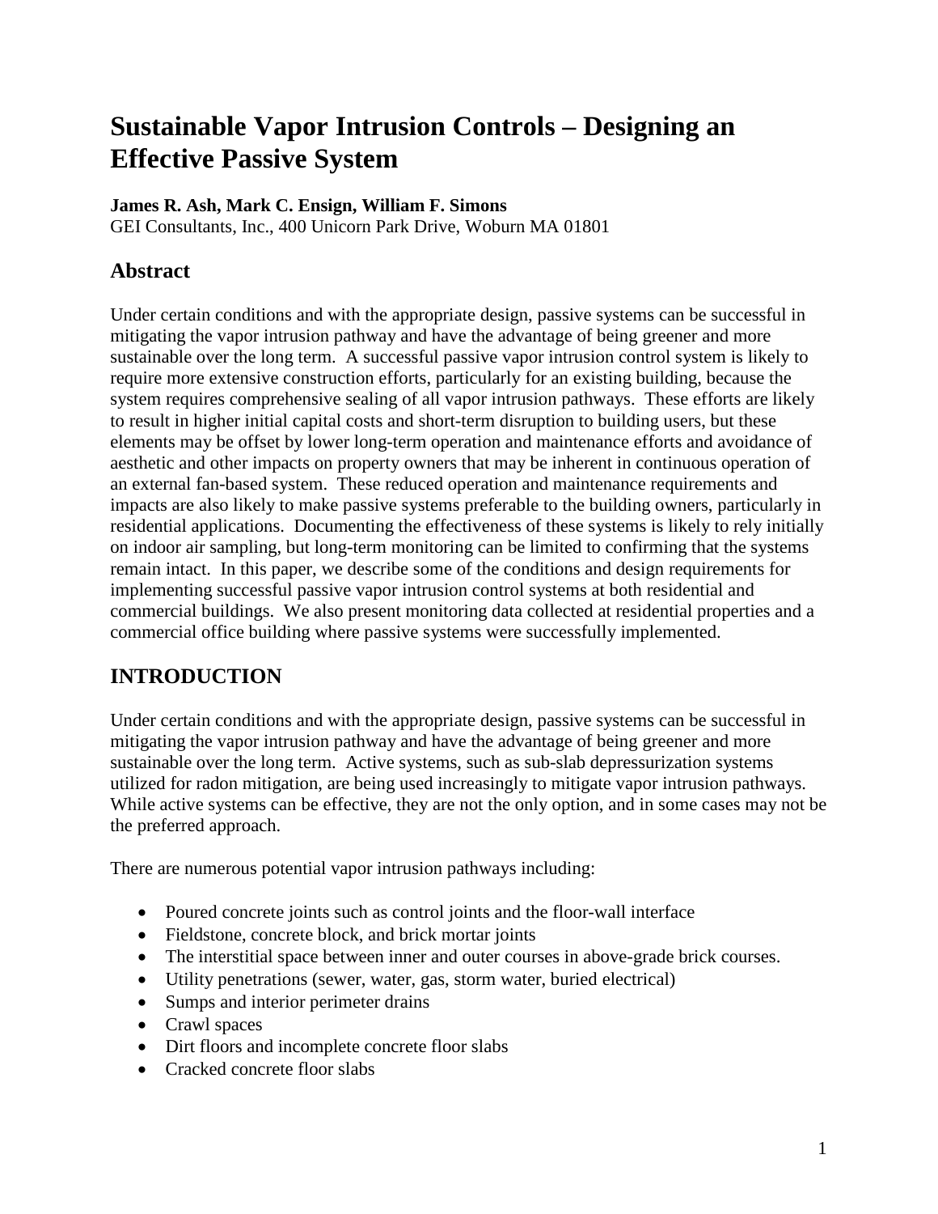# Sustainable Vapor Intrusion Controls – Designing an Effective Passive System

**James R. Ash, Mark C. Ensign, William F. Simons**
GEI Consultants, Inc., 400 Unicorn Park Drive, Woburn MA 01801

## Abstract

Under certain conditions and with the appropriate design, passive systems can be successful in mitigating the vapor intrusion pathway and have the advantage of being greener and more sustainable over the long term. A successful passive vapor intrusion control system is likely to require more extensive construction efforts, particularly for an existing building, because the system requires comprehensive sealing of all vapor intrusion pathways. These efforts are likely to result in higher initial capital costs and short-term disruption to building users, but these elements may be offset by lower long-term operation and maintenance efforts and avoidance of aesthetic and other impacts on property owners that may be inherent in continuous operation of an external fan-based system. These reduced operation and maintenance requirements and impacts are also likely to make passive systems preferable to the building owners, particularly in residential applications. Documenting the effectiveness of these systems is likely to rely initially on indoor air sampling, but long-term monitoring can be limited to confirming that the systems remain intact. In this paper, we describe some of the conditions and design requirements for implementing successful passive vapor intrusion control systems at both residential and commercial buildings. We also present monitoring data collected at residential properties and a commercial office building where passive systems were successfully implemented.

## INTRODUCTION

Under certain conditions and with the appropriate design, passive systems can be successful in mitigating the vapor intrusion pathway and have the advantage of being greener and more sustainable over the long term. Active systems, such as sub-slab depressurization systems utilized for radon mitigation, are being used increasingly to mitigate vapor intrusion pathways. While active systems can be effective, they are not the only option, and in some cases may not be the preferred approach.

There are numerous potential vapor intrusion pathways including:

- Poured concrete joints such as control joints and the floor-wall interface
- Fieldstone, concrete block, and brick mortar joints
- The interstitial space between inner and outer courses in above-grade brick courses.
- Utility penetrations (sewer, water, gas, storm water, buried electrical)
- Sumps and interior perimeter drains
- Crawl spaces
- Dirt floors and incomplete concrete floor slabs
- Cracked concrete floor slabs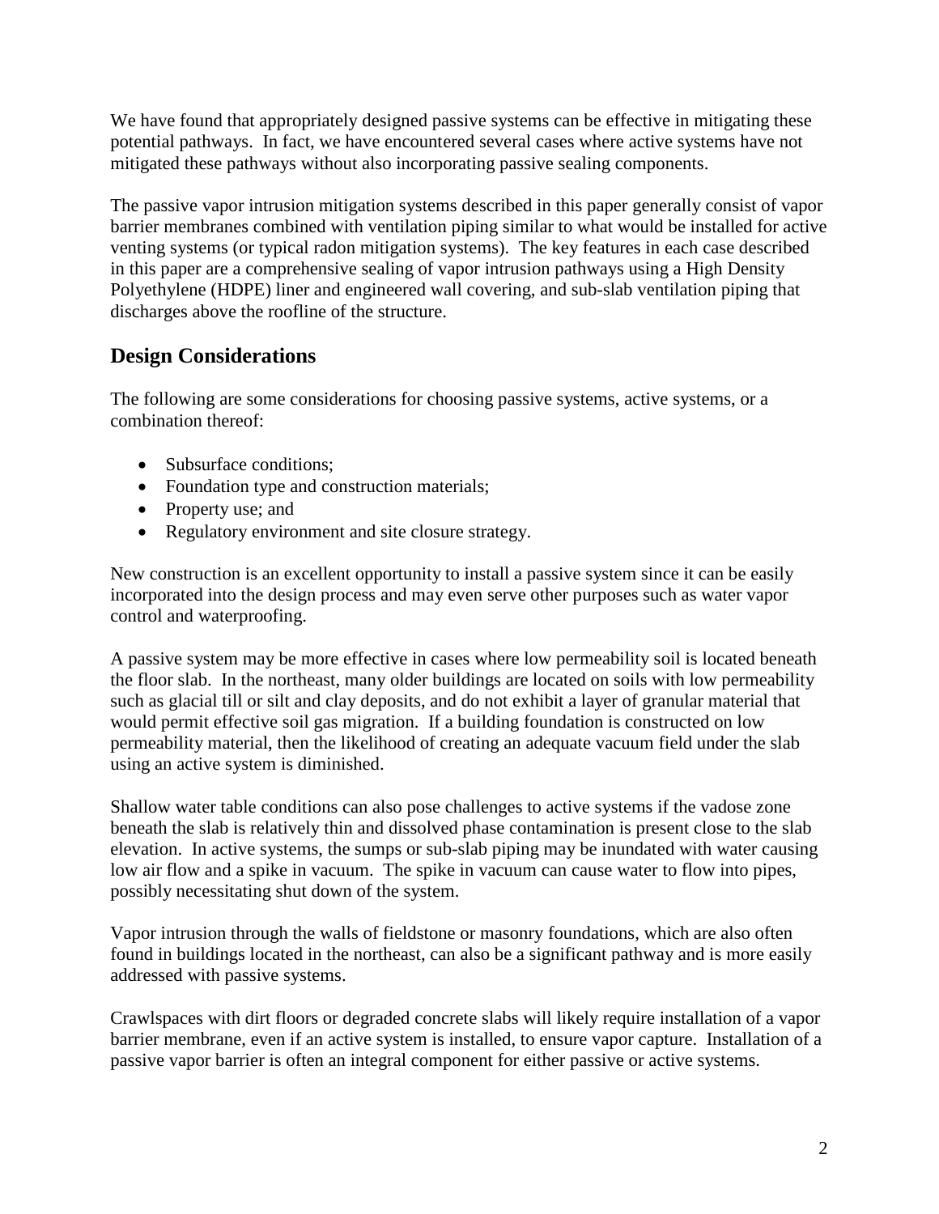We have found that appropriately designed passive systems can be effective in mitigating these potential pathways. In fact, we have encountered several cases where active systems have not mitigated these pathways without also incorporating passive sealing components.

The passive vapor intrusion mitigation systems described in this paper generally consist of vapor barrier membranes combined with ventilation piping similar to what would be installed for active venting systems (or typical radon mitigation systems). The key features in each case described in this paper are a comprehensive sealing of vapor intrusion pathways using a High Density Polyethylene (HDPE) liner and engineered wall covering, and sub-slab ventilation piping that discharges above the roofline of the structure.

## Design Considerations

The following are some considerations for choosing passive systems, active systems, or a combination thereof:

- Subsurface conditions;
- Foundation type and construction materials;
- Property use; and
- Regulatory environment and site closure strategy.

New construction is an excellent opportunity to install a passive system since it can be easily incorporated into the design process and may even serve other purposes such as water vapor control and waterproofing.

A passive system may be more effective in cases where low permeability soil is located beneath the floor slab. In the northeast, many older buildings are located on soils with low permeability such as glacial till or silt and clay deposits, and do not exhibit a layer of granular material that would permit effective soil gas migration. If a building foundation is constructed on low permeability material, then the likelihood of creating an adequate vacuum field under the slab using an active system is diminished.

Shallow water table conditions can also pose challenges to active systems if the vadose zone beneath the slab is relatively thin and dissolved phase contamination is present close to the slab elevation. In active systems, the sumps or sub-slab piping may be inundated with water causing low air flow and a spike in vacuum. The spike in vacuum can cause water to flow into pipes, possibly necessitating shut down of the system.

Vapor intrusion through the walls of fieldstone or masonry foundations, which are also often found in buildings located in the northeast, can also be a significant pathway and is more easily addressed with passive systems.

Crawlspaces with dirt floors or degraded concrete slabs will likely require installation of a vapor barrier membrane, even if an active system is installed, to ensure vapor capture. Installation of a passive vapor barrier is often an integral component for either passive or active systems.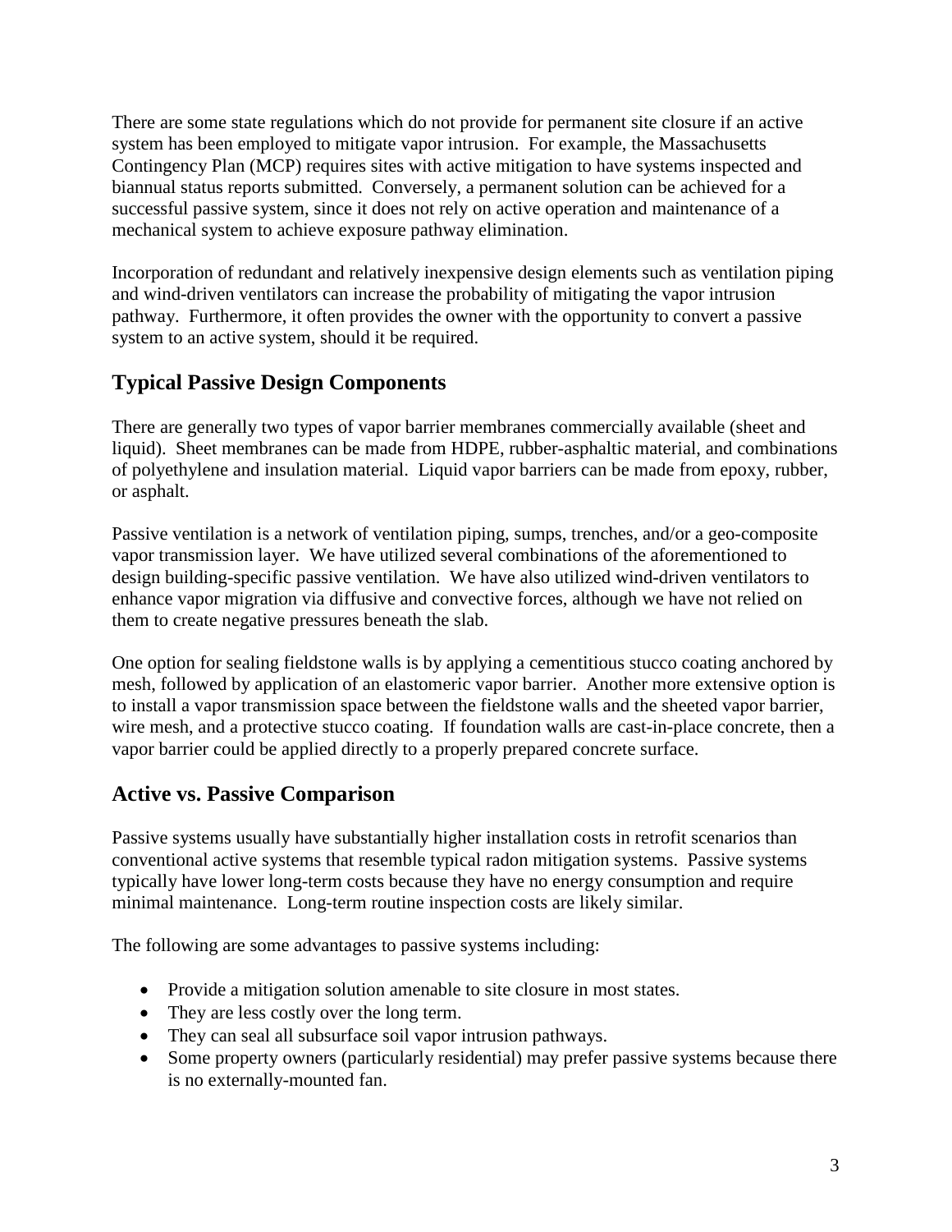There are some state regulations which do not provide for permanent site closure if an active system has been employed to mitigate vapor intrusion. For example, the Massachusetts Contingency Plan (MCP) requires sites with active mitigation to have systems inspected and biannual status reports submitted. Conversely, a permanent solution can be achieved for a successful passive system, since it does not rely on active operation and maintenance of a mechanical system to achieve exposure pathway elimination.

Incorporation of redundant and relatively inexpensive design elements such as ventilation piping and wind-driven ventilators can increase the probability of mitigating the vapor intrusion pathway. Furthermore, it often provides the owner with the opportunity to convert a passive system to an active system, should it be required.

## Typical Passive Design Components

There are generally two types of vapor barrier membranes commercially available (sheet and liquid). Sheet membranes can be made from HDPE, rubber-asphaltic material, and combinations of polyethylene and insulation material. Liquid vapor barriers can be made from epoxy, rubber, or asphalt.

Passive ventilation is a network of ventilation piping, sumps, trenches, and/or a geo-composite vapor transmission layer. We have utilized several combinations of the aforementioned to design building-specific passive ventilation. We have also utilized wind-driven ventilators to enhance vapor migration via diffusive and convective forces, although we have not relied on them to create negative pressures beneath the slab.

One option for sealing fieldstone walls is by applying a cementitious stucco coating anchored by mesh, followed by application of an elastomeric vapor barrier. Another more extensive option is to install a vapor transmission space between the fieldstone walls and the sheeted vapor barrier, wire mesh, and a protective stucco coating. If foundation walls are cast-in-place concrete, then a vapor barrier could be applied directly to a properly prepared concrete surface.

## Active vs. Passive Comparison

Passive systems usually have substantially higher installation costs in retrofit scenarios than conventional active systems that resemble typical radon mitigation systems. Passive systems typically have lower long-term costs because they have no energy consumption and require minimal maintenance. Long-term routine inspection costs are likely similar.

The following are some advantages to passive systems including:

- Provide a mitigation solution amenable to site closure in most states.
- They are less costly over the long term.
- They can seal all subsurface soil vapor intrusion pathways.
- Some property owners (particularly residential) may prefer passive systems because there is no externally-mounted fan.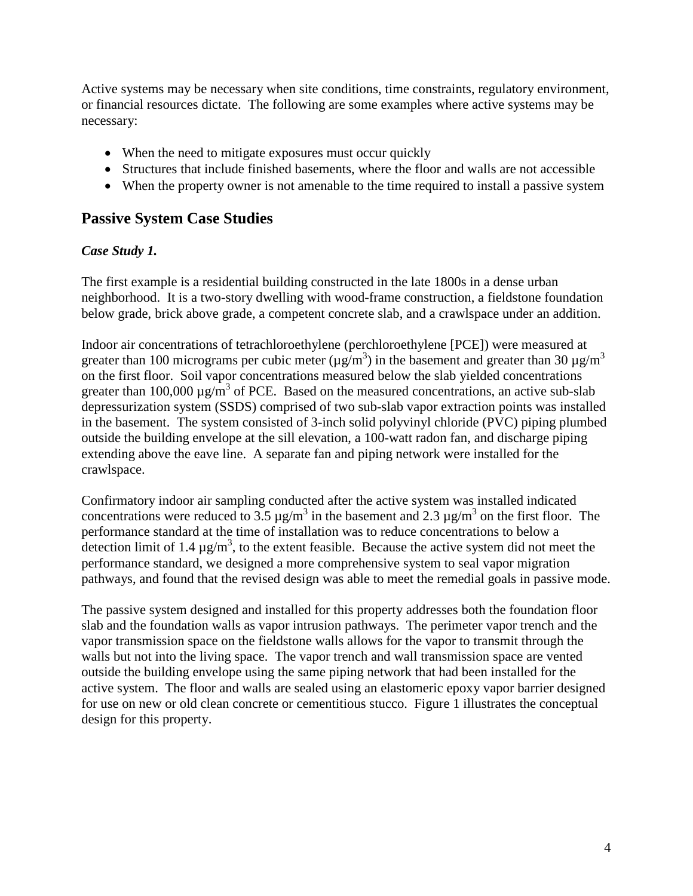Active systems may be necessary when site conditions, time constraints, regulatory environment, or financial resources dictate. The following are some examples where active systems may be necessary:

- When the need to mitigate exposures must occur quickly
- Structures that include finished basements, where the floor and walls are not accessible
- When the property owner is not amenable to the time required to install a passive system

## Passive System Case Studies

### *Case Study 1.*

The first example is a residential building constructed in the late 1800s in a dense urban neighborhood. It is a two-story dwelling with wood-frame construction, a fieldstone foundation below grade, brick above grade, a competent concrete slab, and a crawlspace under an addition.

Indoor air concentrations of tetrachloroethylene (perchloroethylene [PCE]) were measured at greater than 100 micrograms per cubic meter ($\mu g/m^3$) in the basement and greater than 30 $\mu g/m^3$ on the first floor. Soil vapor concentrations measured below the slab yielded concentrations greater than 100,000 $\mu g/m^3$ of PCE. Based on the measured concentrations, an active sub-slab depressurization system (SSDS) comprised of two sub-slab vapor extraction points was installed in the basement. The system consisted of 3-inch solid polyvinyl chloride (PVC) piping plumbed outside the building envelope at the sill elevation, a 100-watt radon fan, and discharge piping extending above the eave line. A separate fan and piping network were installed for the crawlspace.

Confirmatory indoor air sampling conducted after the active system was installed indicated concentrations were reduced to 3.5 $\mu g/m^3$ in the basement and 2.3 $\mu g/m^3$ on the first floor. The performance standard at the time of installation was to reduce concentrations to below a detection limit of 1.4 $\mu g/m^3$, to the extent feasible. Because the active system did not meet the performance standard, we designed a more comprehensive system to seal vapor migration pathways, and found that the revised design was able to meet the remedial goals in passive mode.

The passive system designed and installed for this property addresses both the foundation floor slab and the foundation walls as vapor intrusion pathways. The perimeter vapor trench and the vapor transmission space on the fieldstone walls allows for the vapor to transmit through the walls but not into the living space. The vapor trench and wall transmission space are vented outside the building envelope using the same piping network that had been installed for the active system. The floor and walls are sealed using an elastomeric epoxy vapor barrier designed for use on new or old clean concrete or cementitious stucco. Figure 1 illustrates the conceptual design for this property.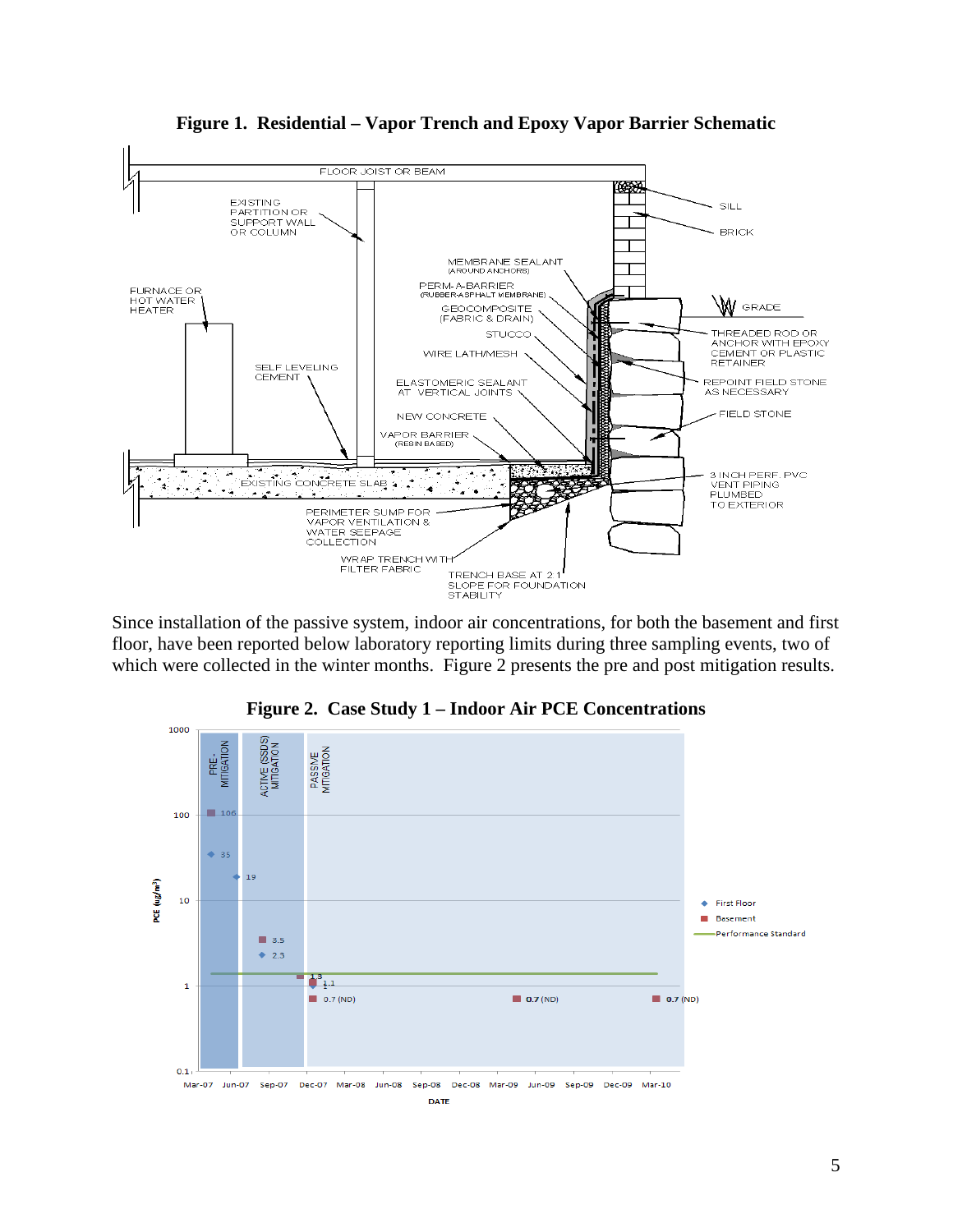**Figure 1. Residential – Vapor Trench and Epoxy Vapor Barrier Schematic**

FLOOR JOIST OR BEAM

EXISTING PARTITION OR SUPPORT WALL OR COLUMN

SILL

BRICK

MEMBRANE SEALANT (AROUND ANCHORS)

PERM-A-BARRIER (RUBBER-ASPHALT MEMBRANE)

FURNACE OR HOT WATER HEATER

GRADE

GEOCOMPOSITE (FABRIC & DRAIN)

STUCCO

THREADED ROD OR ANCHOR WITH EPOXY CEMENT OR PLASTIC RETAINER

WIRE LATH/MESH

REPOINT FIELD STONE AS NECESSARY

SELF LEVELING CEMENT

ELASTOMERIC SEALANT AT VERTICAL JOINTS

FIELD STONE

NEW CONCRETE

VAPOR BARRIER (RESIN BASED)

EXISTING CONCRETE SLAB

3 INCH PERF. PVC VENT PIPING PLUMBED TO EXTERIOR

PERIMETER SUMP FOR VAPOR VENTILATION & WATER SEEPAGE COLLECTION

WRAP TRENCH WITH FILTER FABRIC

TRENCH BASE AT 2:1 SLOPE FOR FOUNDATION STABILITY

Since installation of the passive system, indoor air concentrations, for both the basement and first floor, have been reported below laboratory reporting limits during three sampling events, two of which were collected in the winter months. Figure 2 presents the pre and post mitigation results.

**Figure 2. Case Study 1 – Indoor Air PCE Concentrations**

PRE-MITIGATION

ACTIVE (SSDS) MITIGATION

PASSIVE MITIGATION

PCE (ug/m³)

1000

100

10

1

0.1

106

35

19

3.5

2.3

1.3

1.1

1

0.7 (ND)

0.7 (ND)

0.7 (ND)

Mar-07 Jun-07 Sep-07 Dec-07 Mar-08 Jun-08 Sep-08 Dec-08 Mar-09 Jun-09 Sep-09 Dec-09 Mar-10

DATE

First Floor

Basement

Performance Standard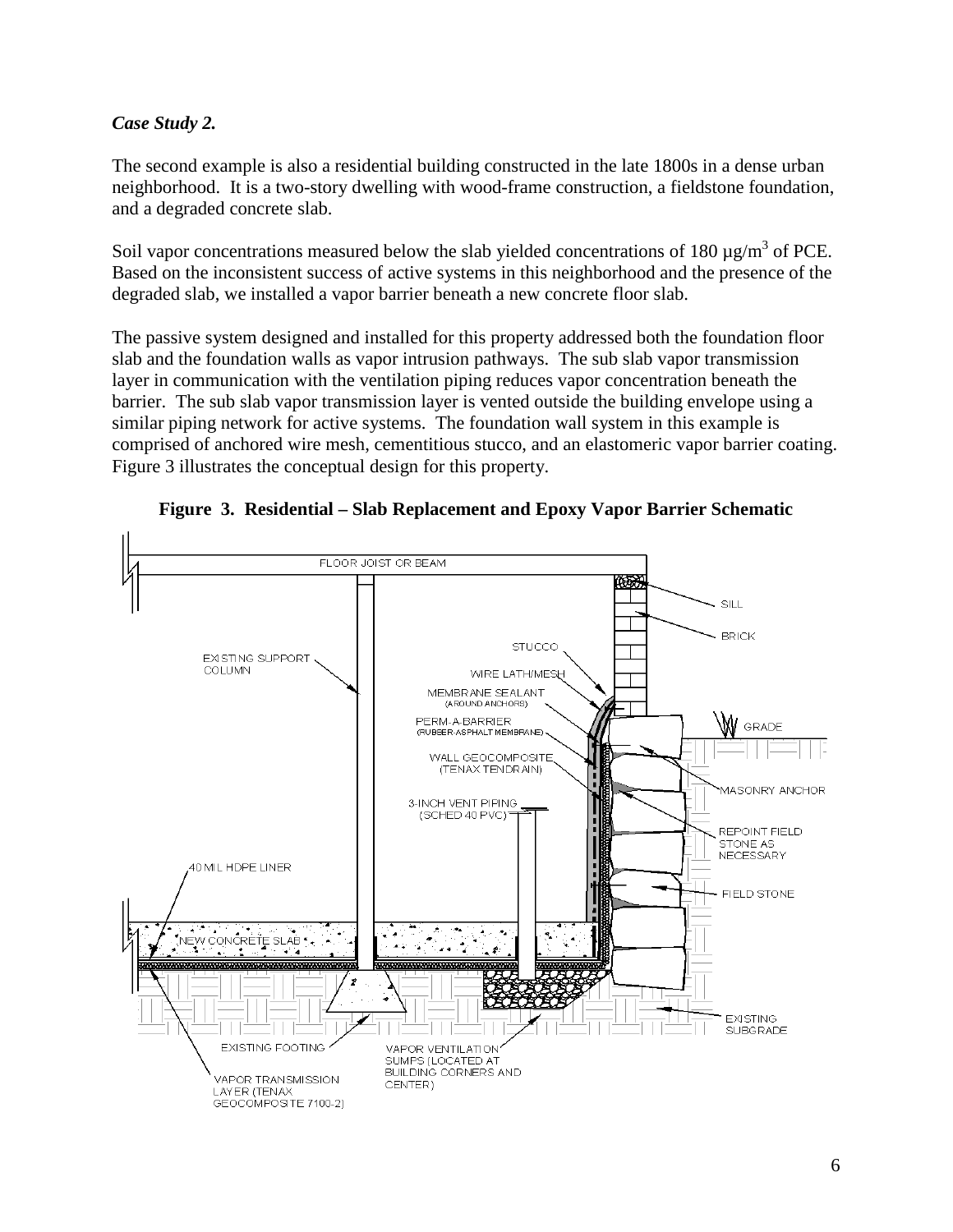*Case Study 2.*

The second example is also a residential building constructed in the late 1800s in a dense urban neighborhood. It is a two-story dwelling with wood-frame construction, a fieldstone foundation, and a degraded concrete slab.

Soil vapor concentrations measured below the slab yielded concentrations of 180 µg/m$^3$ of PCE. Based on the inconsistent success of active systems in this neighborhood and the presence of the degraded slab, we installed a vapor barrier beneath a new concrete floor slab.

The passive system designed and installed for this property addressed both the foundation floor slab and the foundation walls as vapor intrusion pathways. The sub slab vapor transmission layer in communication with the ventilation piping reduces vapor concentration beneath the barrier. The sub slab vapor transmission layer is vented outside the building envelope using a similar piping network for active systems. The foundation wall system in this example is comprised of anchored wire mesh, cementitious stucco, and an elastomeric vapor barrier coating. Figure 3 illustrates the conceptual design for this property.

**Figure 3. Residential – Slab Replacement and Epoxy Vapor Barrier Schematic**

FLOOR JOIST OR BEAM

SILL

BRICK

STUCCO

EXISTING SUPPORT COLUMN

WIRE LATH/MESH

MEMBRANE SEALANT (AROUND ANCHORS)

PERM-A-BARRIER (RUBBER-ASPHALT MEMBRANE)

GRADE

WALL GEOCOMPOSITE (TENAX TENDRAIN)

MASONRY ANCHOR

3-INCH VENT PIPING (SCHED 40 PVC)

REPOINT FIELD STONE AS NECESSARY

40 MIL HDPE LINER

FIELD STONE

NEW CONCRETE SLAB

EXISTING SUBGRADE

EXISTING FOOTING

VAPOR VENTILATION SUMPS (LOCATED AT BUILDING CORNERS AND CENTER)

VAPOR TRANSMISSION LAYER (TENAX GEOCOMPOSITE 7100-2)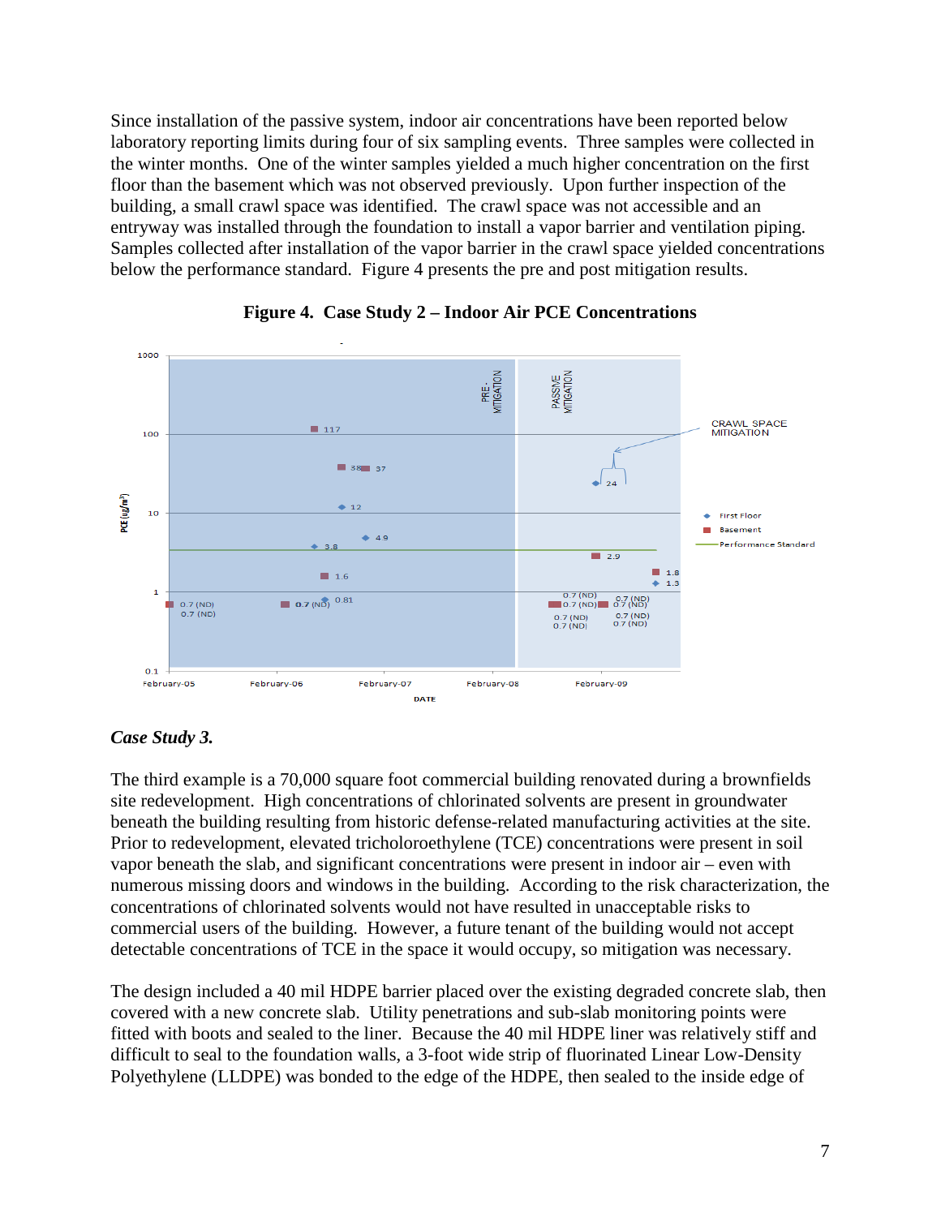Since installation of the passive system, indoor air concentrations have been reported below laboratory reporting limits during four of six sampling events. Three samples were collected in the winter months. One of the winter samples yielded a much higher concentration on the first floor than the basement which was not observed previously. Upon further inspection of the building, a small crawl space was identified. The crawl space was not accessible and an entryway was installed through the foundation to install a vapor barrier and ventilation piping. Samples collected after installation of the vapor barrier in the crawl space yielded concentrations below the performance standard. Figure 4 presents the pre and post mitigation results.

**Figure 4. Case Study 2 – Indoor Air PCE Concentrations**

PRE-MITIGATION

PASSIVE MITIGATION

CRAWL SPACE MITIGATION

117
38
37
12
4.9
3.8
1.6
0.81
0.7 (ND)
24
2.9
1.8
1.3

First Floor
Basement
Performance Standard

PCE (ug/m³)

1000
100
10
1
0.1

February-05
February-06
February-07
February-08
February-09

DATE

### *Case Study 3.*

The third example is a 70,000 square foot commercial building renovated during a brownfields site redevelopment. High concentrations of chlorinated solvents are present in groundwater beneath the building resulting from historic defense-related manufacturing activities at the site. Prior to redevelopment, elevated tricholoroethylene (TCE) concentrations were present in soil vapor beneath the slab, and significant concentrations were present in indoor air – even with numerous missing doors and windows in the building. According to the risk characterization, the concentrations of chlorinated solvents would not have resulted in unacceptable risks to commercial users of the building. However, a future tenant of the building would not accept detectable concentrations of TCE in the space it would occupy, so mitigation was necessary.

The design included a 40 mil HDPE barrier placed over the existing degraded concrete slab, then covered with a new concrete slab. Utility penetrations and sub-slab monitoring points were fitted with boots and sealed to the liner. Because the 40 mil HDPE liner was relatively stiff and difficult to seal to the foundation walls, a 3-foot wide strip of fluorinated Linear Low-Density Polyethylene (LLDPE) was bonded to the edge of the HDPE, then sealed to the inside edge of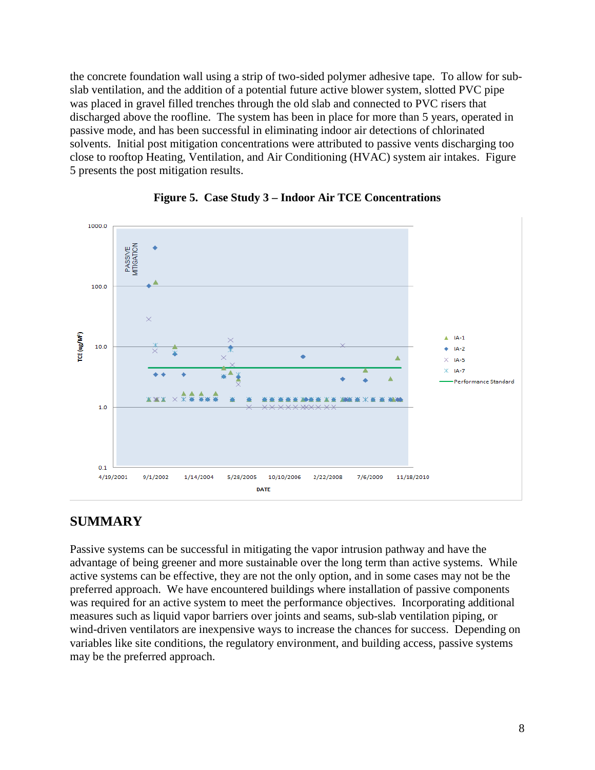the concrete foundation wall using a strip of two-sided polymer adhesive tape. To allow for sub-slab ventilation, and the addition of a potential future active blower system, slotted PVC pipe was placed in gravel filled trenches through the old slab and connected to PVC risers that discharged above the roofline. The system has been in place for more than 5 years, operated in passive mode, and has been successful in eliminating indoor air detections of chlorinated solvents. Initial post mitigation concentrations were attributed to passive vents discharging too close to rooftop Heating, Ventilation, and Air Conditioning (HVAC) system air intakes. Figure 5 presents the post mitigation results.

**Figure 5. Case Study 3 – Indoor Air TCE Concentrations**

PASSIVE MITIGATION

TCE (ug/M³)

1000.0
100.0
10.0
1.0
0.1

4/19/2001
9/1/2002
1/14/2004
5/28/2005
10/10/2006
2/22/2008
7/6/2009
11/18/2010

DATE

IA-1
IA-2
IA-5
IA-7
Performance Standard

## SUMMARY

Passive systems can be successful in mitigating the vapor intrusion pathway and have the advantage of being greener and more sustainable over the long term than active systems. While active systems can be effective, they are not the only option, and in some cases may not be the preferred approach. We have encountered buildings where installation of passive components was required for an active system to meet the performance objectives. Incorporating additional measures such as liquid vapor barriers over joints and seams, sub-slab ventilation piping, or wind-driven ventilators are inexpensive ways to increase the chances for success. Depending on variables like site conditions, the regulatory environment, and building access, passive systems may be the preferred approach.